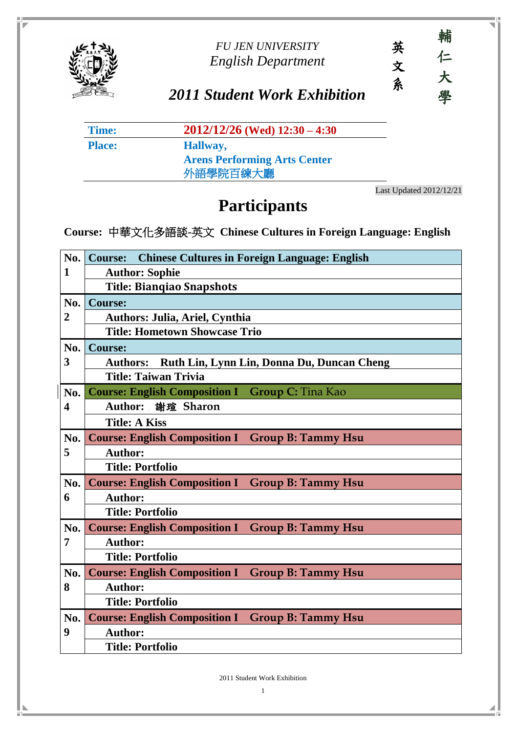*FU JEN UNIVERSITY*
*English Department*

英文系　輔仁大學

## *2011 Student Work Exhibition*

| **Time:** | **2012/12/26 (Wed) 12:30 – 4:30** |
|---|---|
| **Place:** | **Hallway, Arens Performing Arts Center 外語學院百練大廳** |

Last Updated 2012/12/21

# Participants

**Course: 中華文化多語談-英文 Chinese Cultures in Foreign Language: English**

| No. | |
|---|---|
| **No. 1** | **Course: Chinese Cultures in Foreign Language: English** |
| | **Author: Sophie** |
| | **Title: Bianqiao Snapshots** |
| **No. 2** | **Course:** |
| | **Authors: Julia, Ariel, Cynthia** |
| | **Title: Hometown Showcase Trio** |
| **No. 3** | **Course:** |
| | **Authors: Ruth Lin, Lynn Lin, Donna Du, Duncan Cheng** |
| | **Title: Taiwan Trivia** |
| **No. 4** | **Course: English Composition I Group C:** Tina Kao |
| | **Author: 謝瑄 Sharon** |
| | **Title: A Kiss** |
| **No. 5** | **Course: English Composition I Group B: Tammy Hsu** |
| | **Author:** |
| | **Title: Portfolio** |
| **No. 6** | **Course: English Composition I Group B: Tammy Hsu** |
| | **Author:** |
| | **Title: Portfolio** |
| **No. 7** | **Course: English Composition I Group B: Tammy Hsu** |
| | **Author:** |
| | **Title: Portfolio** |
| **No. 8** | **Course: English Composition I Group B: Tammy Hsu** |
| | **Author:** |
| | **Title: Portfolio** |
| **No. 9** | **Course: English Composition I Group B: Tammy Hsu** |
| | **Author:** |
| | **Title: Portfolio** |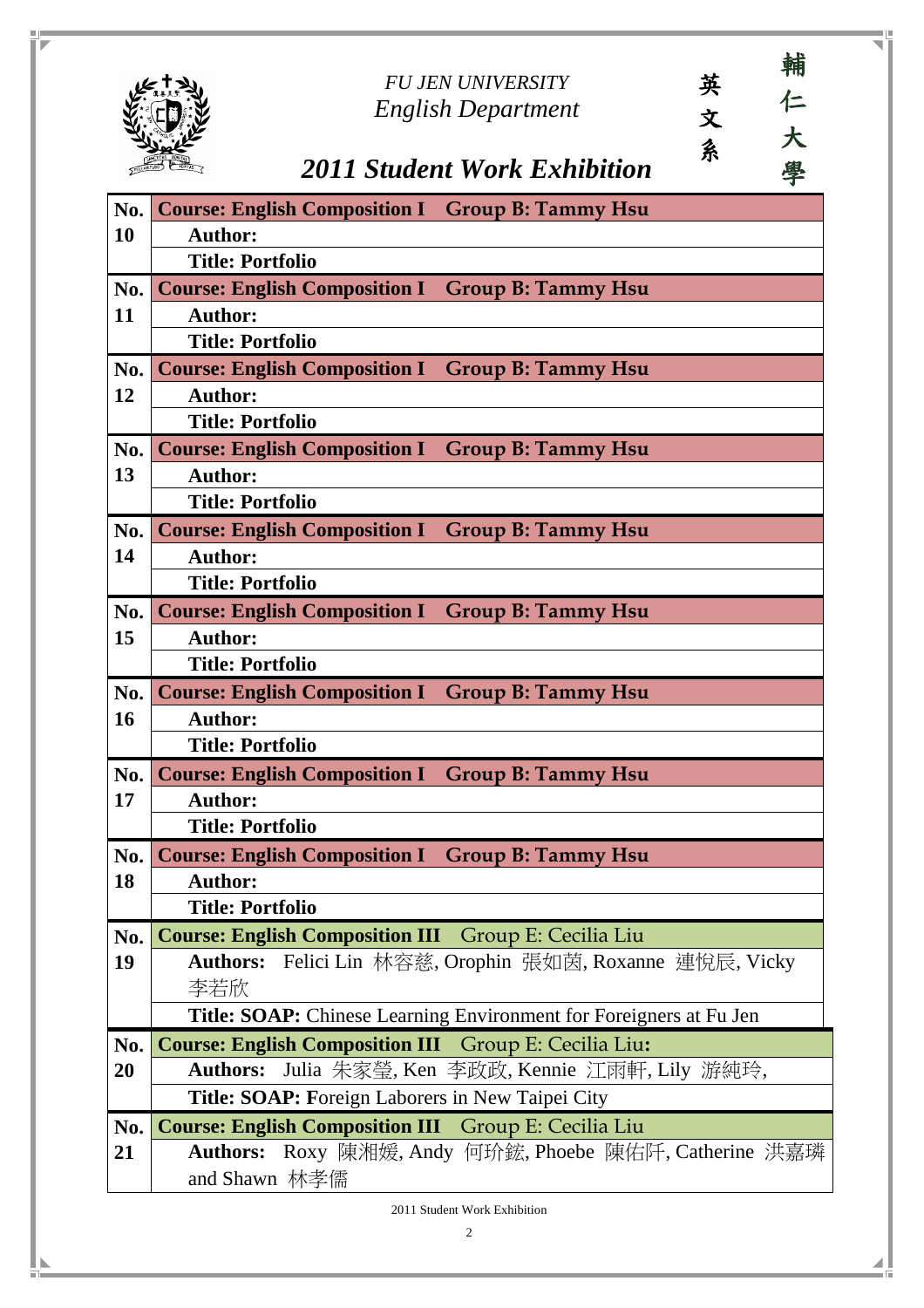FU JEN UNIVERSITY
English Department

英文系　輔仁大學

# 2011 Student Work Exhibition

| No. | Course: English Composition I Group B: Tammy Hsu |
|---|---|
| 10 | Author: |
| | Title: Portfolio |
| No. | Course: English Composition I Group B: Tammy Hsu |
| 11 | Author: |
| | Title: Portfolio |
| No. | Course: English Composition I Group B: Tammy Hsu |
| 12 | Author: |
| | Title: Portfolio |
| No. | Course: English Composition I Group B: Tammy Hsu |
| 13 | Author: |
| | Title: Portfolio |
| No. | Course: English Composition I Group B: Tammy Hsu |
| 14 | Author: |
| | Title: Portfolio |
| No. | Course: English Composition I Group B: Tammy Hsu |
| 15 | Author: |
| | Title: Portfolio |
| No. | Course: English Composition I Group B: Tammy Hsu |
| 16 | Author: |
| | Title: Portfolio |
| No. | Course: English Composition I Group B: Tammy Hsu |
| 17 | Author: |
| | Title: Portfolio |
| No. | Course: English Composition I Group B: Tammy Hsu |
| 18 | Author: |
| | Title: Portfolio |
| No. | Course: English Composition III Group E: Cecilia Liu |
| 19 | Authors: Felici Lin 林容慈, Orophin 張如茵, Roxanne 連悅辰, Vicky 李若欣 |
| | Title: SOAP: Chinese Learning Environment for Foreigners at Fu Jen |
| No. | Course: English Composition III Group E: Cecilia Liu: |
| 20 | Authors: Julia 朱家瑩, Ken 李政政, Kennie 江雨軒, Lily 游純玲, |
| | Title: SOAP: Foreign Laborers in New Taipei City |
| No. | Course: English Composition III Group E: Cecilia Liu |
| 21 | Authors: Roxy 陳湘媛, Andy 何玠鋐, Phoebe 陳佑阡, Catherine 洪嘉璘 and Shawn 林孝儒 |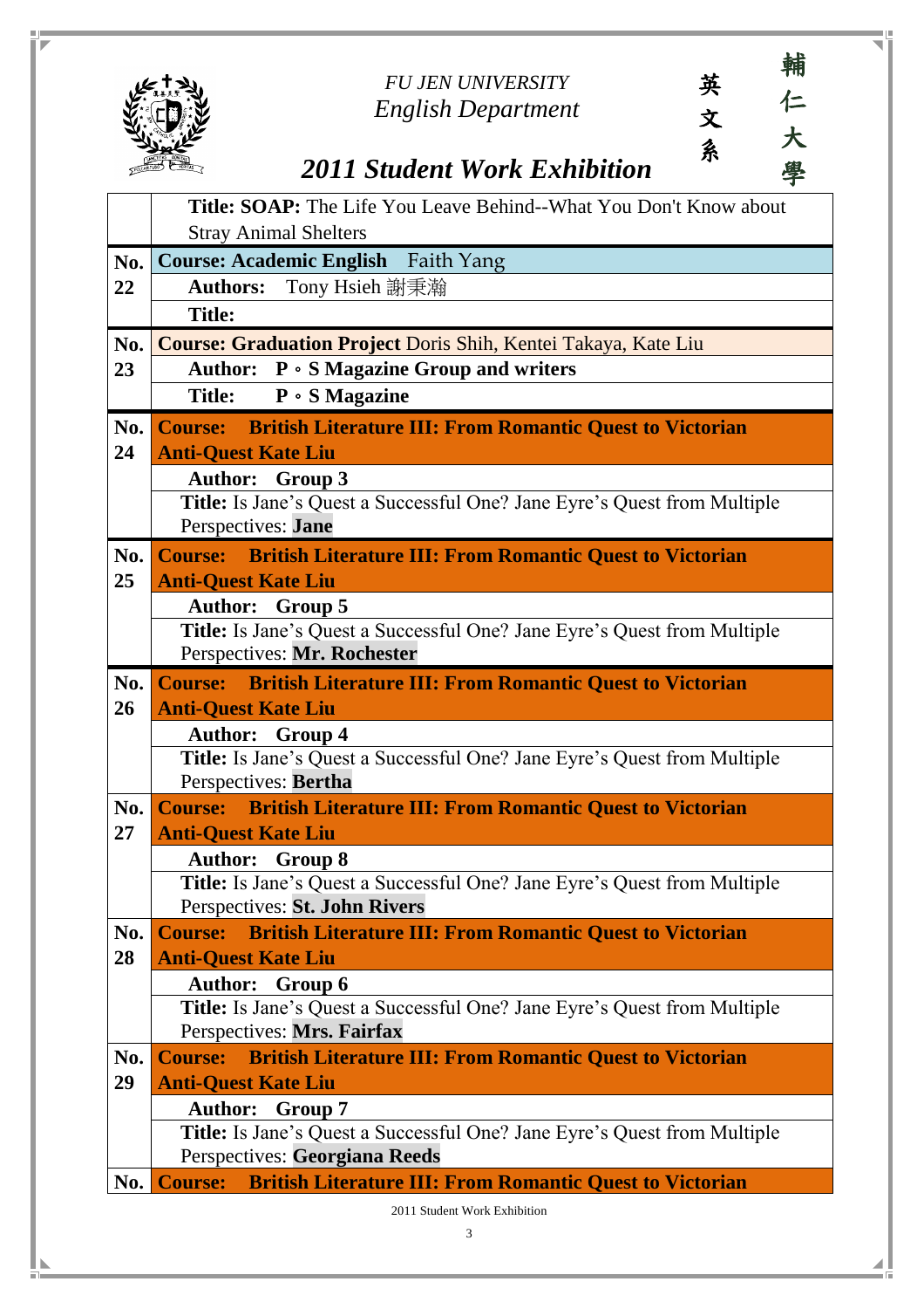FU JEN UNIVERSITY
English Department

英文系 輔仁大學

## 2011 Student Work Exhibition

| No. | Details |
|---|---|
| | **Title: SOAP:** The Life You Leave Behind--What You Don't Know about Stray Animal Shelters |
| No. 22 | **Course: Academic English** Faith Yang |
| | **Authors:** Tony Hsieh 謝秉瀚 |
| | **Title:** |
| No. 23 | **Course: Graduation Project** Doris Shih, Kentei Takaya, Kate Liu |
| | **Author: P。S Magazine Group and writers** |
| | **Title: P。S Magazine** |
| No. 24 | **Course: British Literature III: From Romantic Quest to Victorian Anti-Quest Kate Liu** |
| | **Author: Group 3** |
| | **Title:** Is Jane's Quest a Successful One? Jane Eyre's Quest from Multiple Perspectives: **Jane** |
| No. 25 | **Course: British Literature III: From Romantic Quest to Victorian Anti-Quest Kate Liu** |
| | **Author: Group 5** |
| | **Title:** Is Jane's Quest a Successful One? Jane Eyre's Quest from Multiple Perspectives: **Mr. Rochester** |
| No. 26 | **Course: British Literature III: From Romantic Quest to Victorian Anti-Quest Kate Liu** |
| | **Author: Group 4** |
| | **Title:** Is Jane's Quest a Successful One? Jane Eyre's Quest from Multiple Perspectives: **Bertha** |
| No. 27 | **Course: British Literature III: From Romantic Quest to Victorian Anti-Quest Kate Liu** |
| | **Author: Group 8** |
| | **Title:** Is Jane's Quest a Successful One? Jane Eyre's Quest from Multiple Perspectives: **St. John Rivers** |
| No. 28 | **Course: British Literature III: From Romantic Quest to Victorian Anti-Quest Kate Liu** |
| | **Author: Group 6** |
| | **Title:** Is Jane's Quest a Successful One? Jane Eyre's Quest from Multiple Perspectives: **Mrs. Fairfax** |
| No. 29 | **Course: British Literature III: From Romantic Quest to Victorian Anti-Quest Kate Liu** |
| | **Author: Group 7** |
| | **Title:** Is Jane's Quest a Successful One? Jane Eyre's Quest from Multiple Perspectives: **Georgiana Reeds** |
| No. | **Course: British Literature III: From Romantic Quest to Victorian** |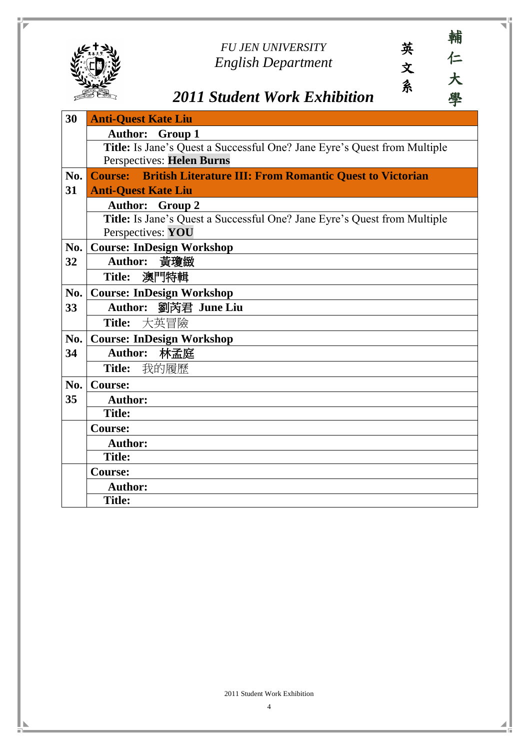FU JEN UNIVERSITY
*English Department*

英文系 輔仁大學

## *2011 Student Work Exhibition*

| | |
|---|---|
| 30 | **Anti-Quest Kate Liu** |
| | **Author: Group 1** |
| | **Title:** Is Jane's Quest a Successful One? Jane Eyre's Quest from Multiple Perspectives: **Helen Burns** |
| **No. 31** | **Course: British Literature III: From Romantic Quest to Victorian Anti-Quest Kate Liu** |
| | **Author: Group 2** |
| | **Title:** Is Jane's Quest a Successful One? Jane Eyre's Quest from Multiple Perspectives: **YOU** |
| **No. 32** | **Course: InDesign Workshop** |
| | **Author: 黃瓊緻** |
| | **Title: 澳門特輯** |
| **No. 33** | **Course: InDesign Workshop** |
| | **Author: 劉芮君 June Liu** |
| | **Title:** 大英冒險 |
| **No. 34** | **Course: InDesign Workshop** |
| | **Author: 林孟庭** |
| | **Title:** 我的履歷 |
| **No. 35** | **Course:** |
| | **Author:** |
| | **Title:** |
| | **Course:** |
| | **Author:** |
| | **Title:** |
| | **Course:** |
| | **Author:** |
| | **Title:** |